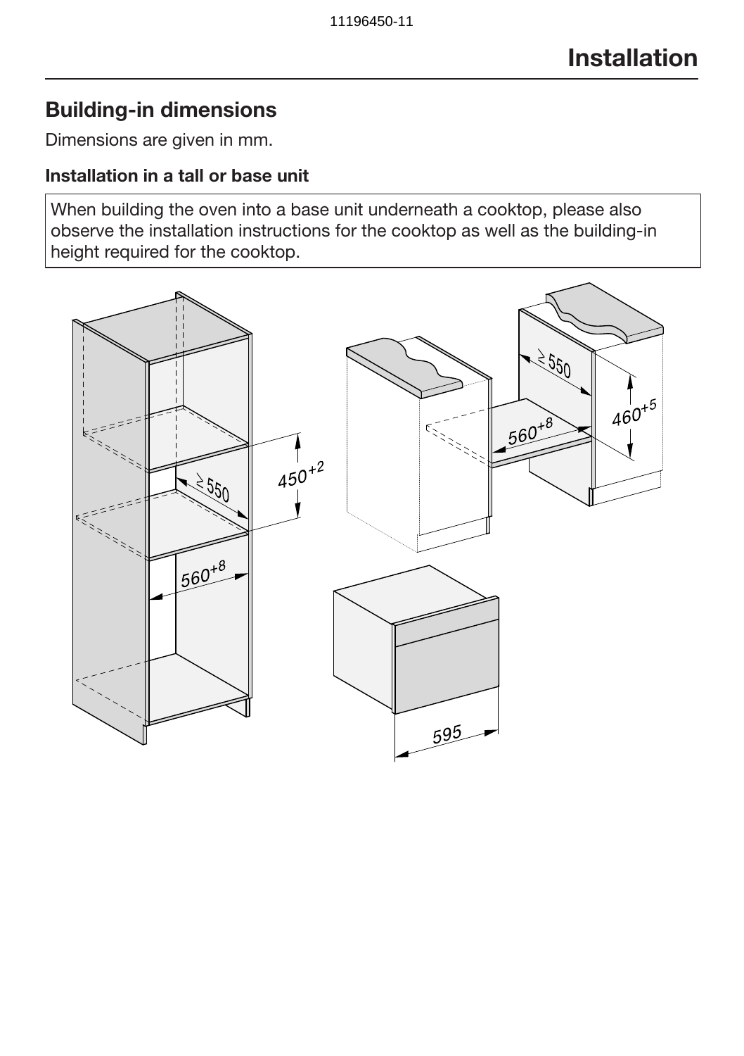# Installation

## Building-in dimensions

Dimensions are given in mm.

### Installation in a tall or base unit

> When building the oven into a base unit underneath a cooktop, please also observe the installation instructions for the cooktop as well as the building-in height required for the cooktop.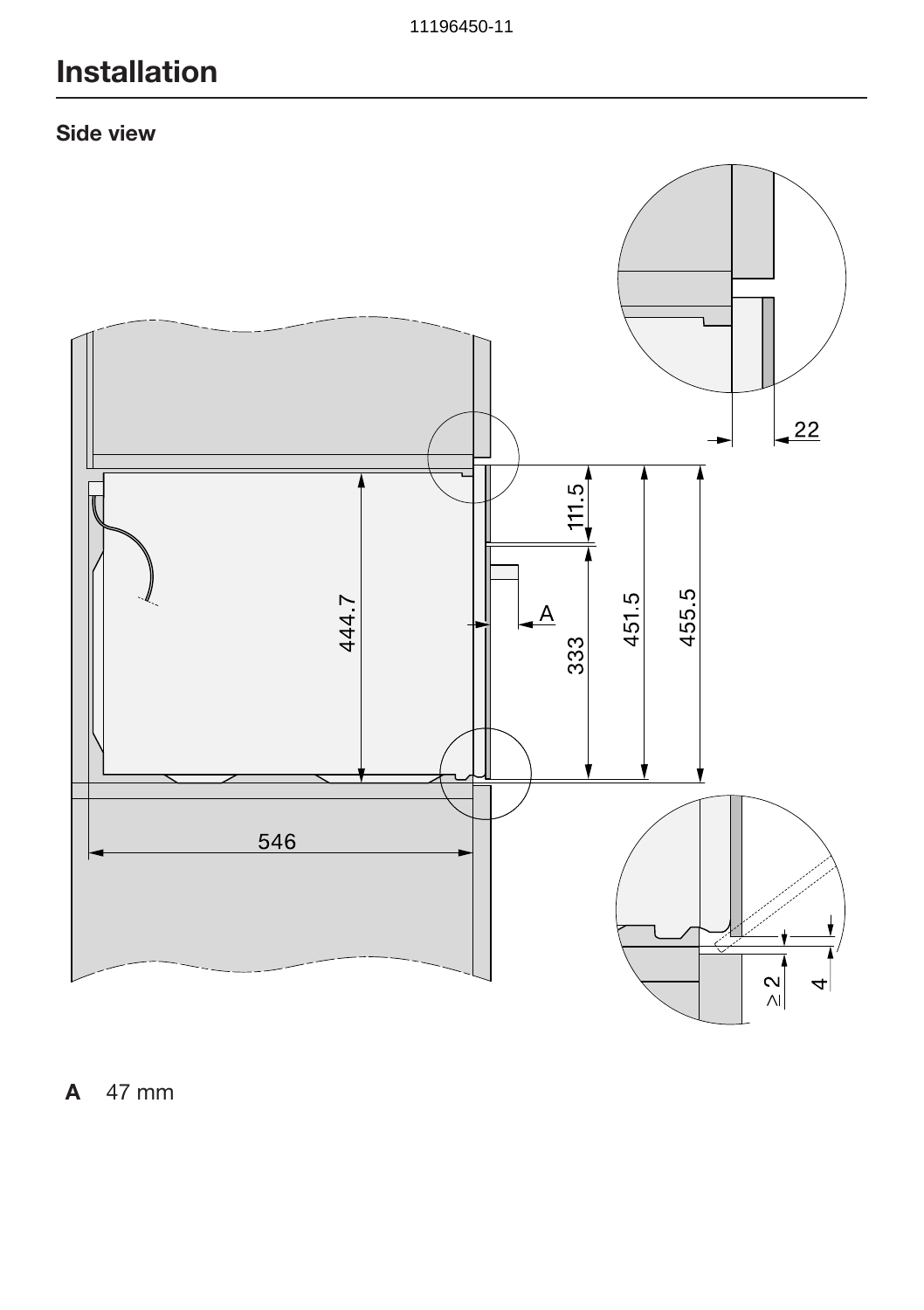# Installation

### Side view

**A** 47 mm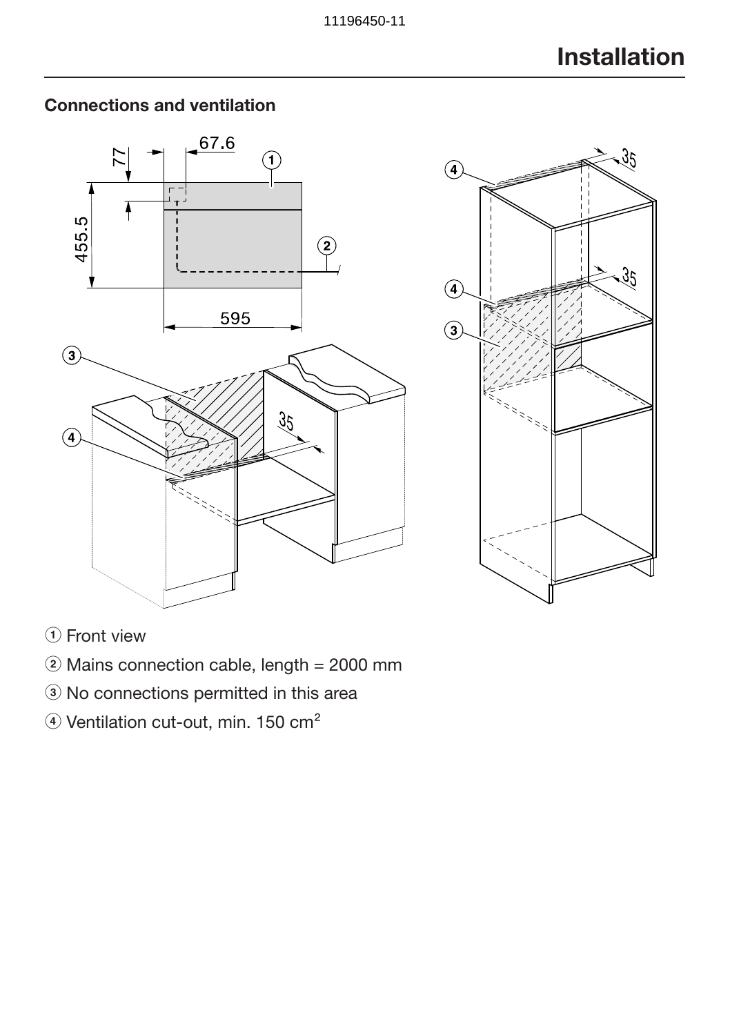# Installation

## Connections and ventilation

① Front view

② Mains connection cable, length = 2000 mm

③ No connections permitted in this area

④ Ventilation cut-out, min. 150 cm²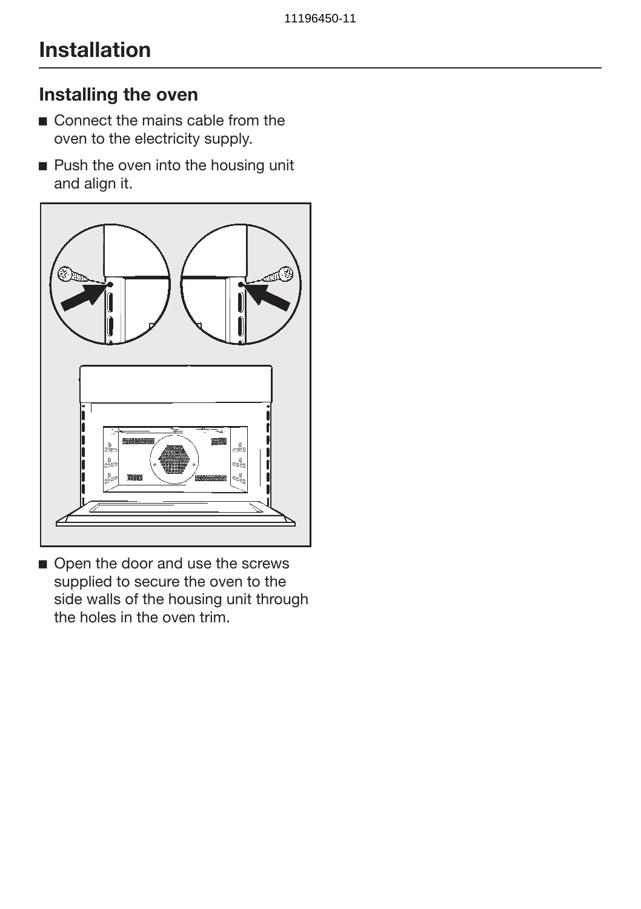# Installation

## Installing the oven

- Connect the mains cable from the oven to the electricity supply.
- Push the oven into the housing unit and align it.
- Open the door and use the screws supplied to secure the oven to the side walls of the housing unit through the holes in the oven trim.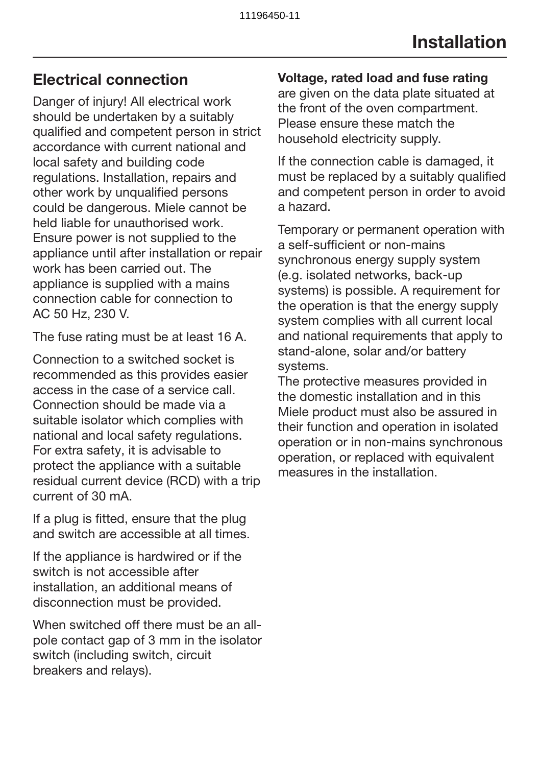# Installation

## Electrical connection

Danger of injury! All electrical work should be undertaken by a suitably qualified and competent person in strict accordance with current national and local safety and building code regulations. Installation, repairs and other work by unqualified persons could be dangerous. Miele cannot be held liable for unauthorised work. Ensure power is not supplied to the appliance until after installation or repair work has been carried out. The appliance is supplied with a mains connection cable for connection to AC 50 Hz, 230 V.

The fuse rating must be at least 16 A.

Connection to a switched socket is recommended as this provides easier access in the case of a service call. Connection should be made via a suitable isolator which complies with national and local safety regulations. For extra safety, it is advisable to protect the appliance with a suitable residual current device (RCD) with a trip current of 30 mA.

If a plug is fitted, ensure that the plug and switch are accessible at all times.

If the appliance is hardwired or if the switch is not accessible after installation, an additional means of disconnection must be provided.

When switched off there must be an all-pole contact gap of 3 mm in the isolator switch (including switch, circuit breakers and relays).

**Voltage, rated load and fuse rating** are given on the data plate situated at the front of the oven compartment. Please ensure these match the household electricity supply.

If the connection cable is damaged, it must be replaced by a suitably qualified and competent person in order to avoid a hazard.

Temporary or permanent operation with a self-sufficient or non-mains synchronous energy supply system (e.g. isolated networks, back-up systems) is possible. A requirement for the operation is that the energy supply system complies with all current local and national requirements that apply to stand-alone, solar and/or battery systems.
The protective measures provided in the domestic installation and in this Miele product must also be assured in their function and operation in isolated operation or in non-mains synchronous operation, or replaced with equivalent measures in the installation.